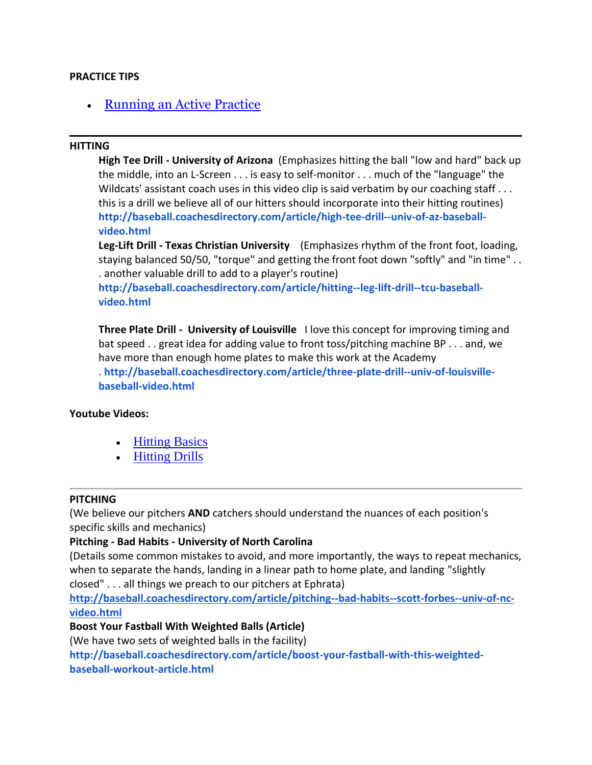**PRACTICE TIPS**

- Running an Active Practice

---

**HITTING**

**High Tee Drill - University of Arizona** (Emphasizes hitting the ball "low and hard" back up the middle, into an L-Screen . . . is easy to self-monitor . . . much of the "language" the Wildcats' assistant coach uses in this video clip is said verbatim by our coaching staff . . . this is a drill we believe all of our hitters should incorporate into their hitting routines)
**http://baseball.coachesdirectory.com/article/high-tee-drill--univ-of-az-baseball-video.html**

**Leg-Lift Drill - Texas Christian University** (Emphasizes rhythm of the front foot, loading, staying balanced 50/50, "torque" and getting the front foot down "softly" and "in time" . . . another valuable drill to add to a player's routine)
**http://baseball.coachesdirectory.com/article/hitting--leg-lift-drill--tcu-baseball-video.html**

**Three Plate Drill - University of Louisville** I love this concept for improving timing and bat speed . . great idea for adding value to front toss/pitching machine BP . . . and, we have more than enough home plates to make this work at the Academy . **http://baseball.coachesdirectory.com/article/three-plate-drill--univ-of-louisville-baseball-video.html**

**Youtube Videos:**

- Hitting Basics
- Hitting Drills

---

**PITCHING**

(We believe our pitchers **AND** catchers should understand the nuances of each position's specific skills and mechanics)

**Pitching - Bad Habits - University of North Carolina**
(Details some common mistakes to avoid, and more importantly, the ways to repeat mechanics, when to separate the hands, landing in a linear path to home plate, and landing "slightly closed" . . . all things we preach to our pitchers at Ephrata)
**http://baseball.coachesdirectory.com/article/pitching--bad-habits--scott-forbes--univ-of-nc-video.html**

**Boost Your Fastball With Weighted Balls (Article)**
(We have two sets of weighted balls in the facility)
**http://baseball.coachesdirectory.com/article/boost-your-fastball-with-this-weighted-baseball-workout-article.html**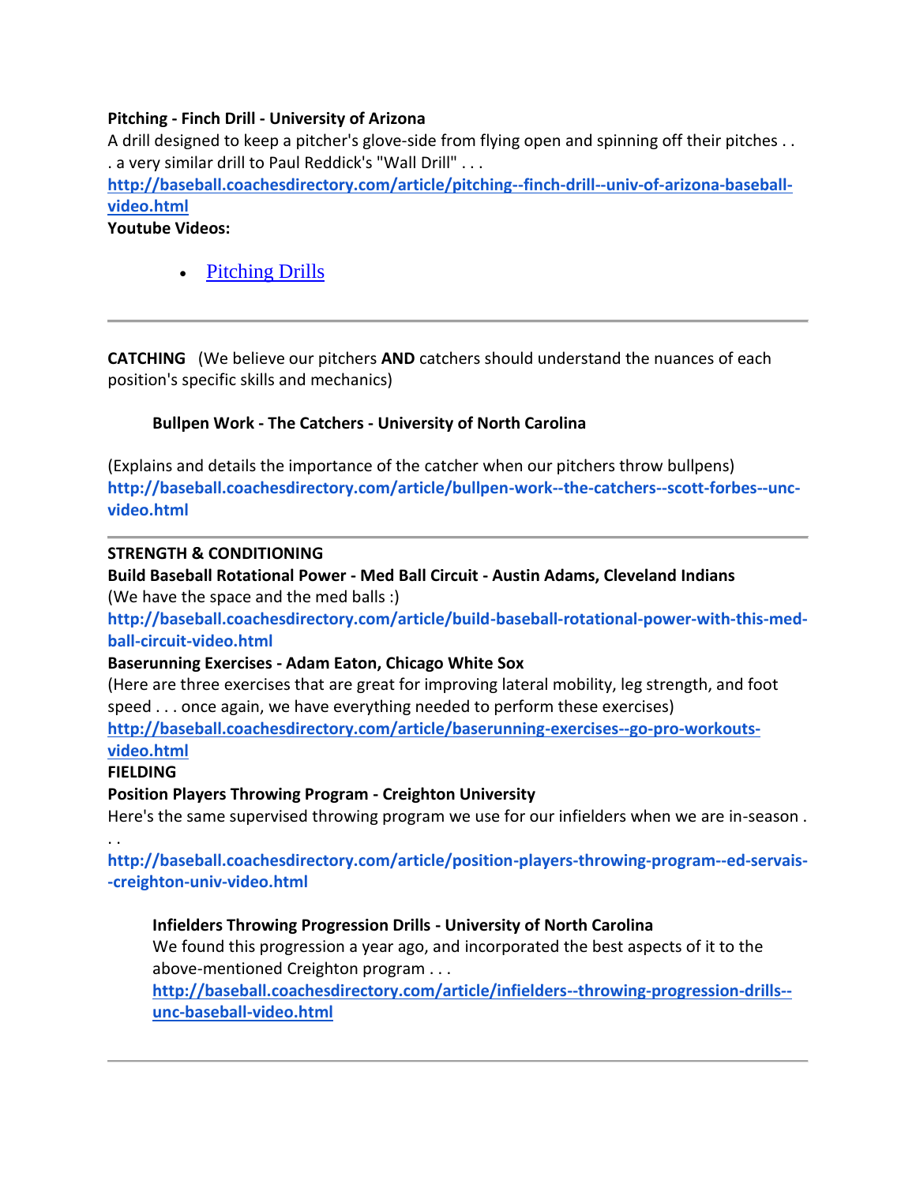**Pitching - Finch Drill - University of Arizona**

A drill designed to keep a pitcher's glove-side from flying open and spinning off their pitches . . . a very similar drill to Paul Reddick's "Wall Drill" . . .

**http://baseball.coachesdirectory.com/article/pitching--finch-drill--univ-of-arizona-baseball-video.html**

**Youtube Videos:**

- Pitching Drills

---

**CATCHING** (We believe our pitchers **AND** catchers should understand the nuances of each position's specific skills and mechanics)

**Bullpen Work - The Catchers - University of North Carolina**

(Explains and details the importance of the catcher when our pitchers throw bullpens)

**http://baseball.coachesdirectory.com/article/bullpen-work--the-catchers--scott-forbes--unc-video.html**

---

**STRENGTH & CONDITIONING**

**Build Baseball Rotational Power - Med Ball Circuit - Austin Adams, Cleveland Indians**

(We have the space and the med balls :)

**http://baseball.coachesdirectory.com/article/build-baseball-rotational-power-with-this-med-ball-circuit-video.html**

**Baserunning Exercises - Adam Eaton, Chicago White Sox**

(Here are three exercises that are great for improving lateral mobility, leg strength, and foot speed . . . once again, we have everything needed to perform these exercises)

**http://baseball.coachesdirectory.com/article/baserunning-exercises--go-pro-workouts-video.html**

**FIELDING**

**Position Players Throwing Program - Creighton University**

Here's the same supervised throwing program we use for our infielders when we are in-season . . .

**http://baseball.coachesdirectory.com/article/position-players-throwing-program--ed-servais--creighton-univ-video.html**

**Infielders Throwing Progression Drills - University of North Carolina**

We found this progression a year ago, and incorporated the best aspects of it to the above-mentioned Creighton program . . .

**http://baseball.coachesdirectory.com/article/infielders--throwing-progression-drills--unc-baseball-video.html**

---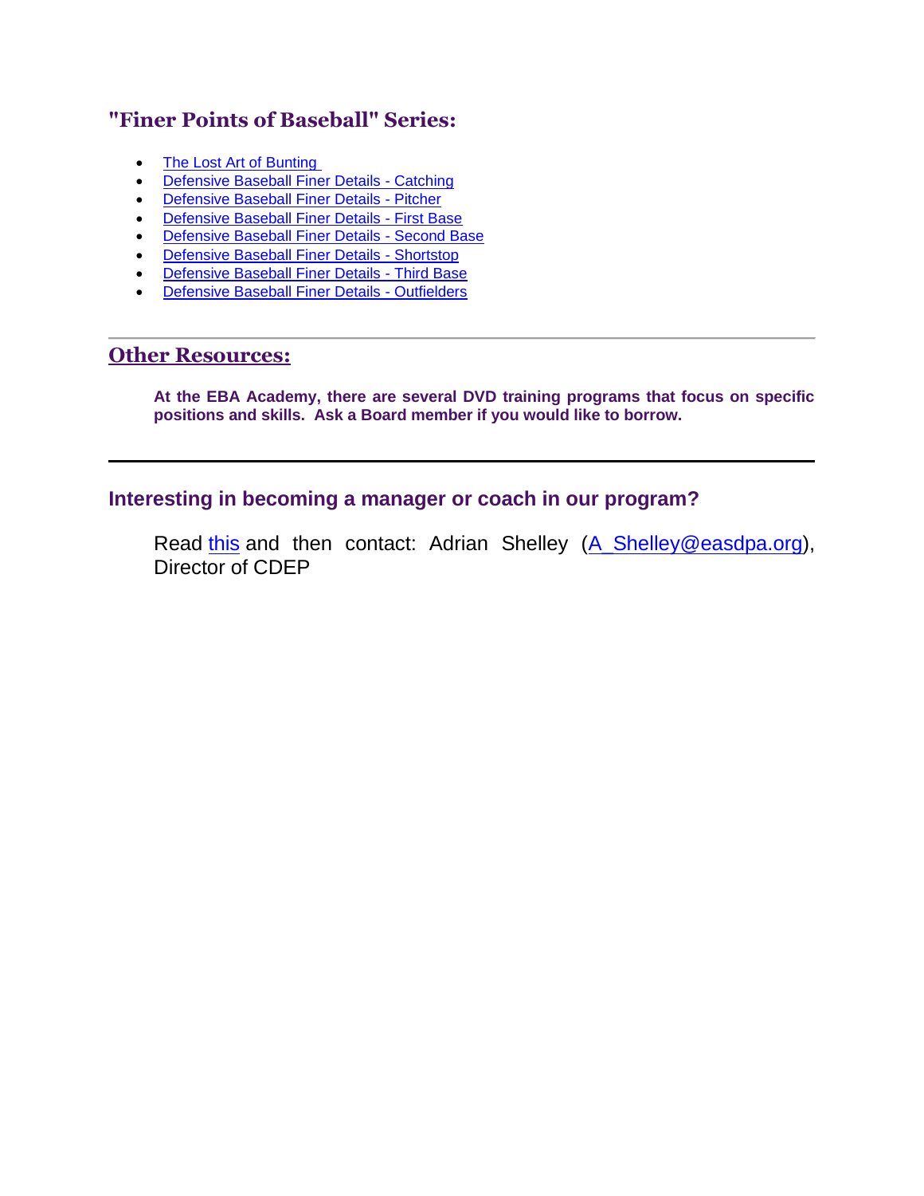## "Finer Points of Baseball" Series:

- The Lost Art of Bunting
- Defensive Baseball Finer Details - Catching
- Defensive Baseball Finer Details - Pitcher
- Defensive Baseball Finer Details - First Base
- Defensive Baseball Finer Details - Second Base
- Defensive Baseball Finer Details - Shortstop
- Defensive Baseball Finer Details - Third Base
- Defensive Baseball Finer Details - Outfielders

---

## Other Resources:

**At the EBA Academy, there are several DVD training programs that focus on specific positions and skills. Ask a Board member if you would like to borrow.**

---

### Interesting in becoming a manager or coach in our program?

Read this and then contact: Adrian Shelley (A_Shelley@easdpa.org), Director of CDEP